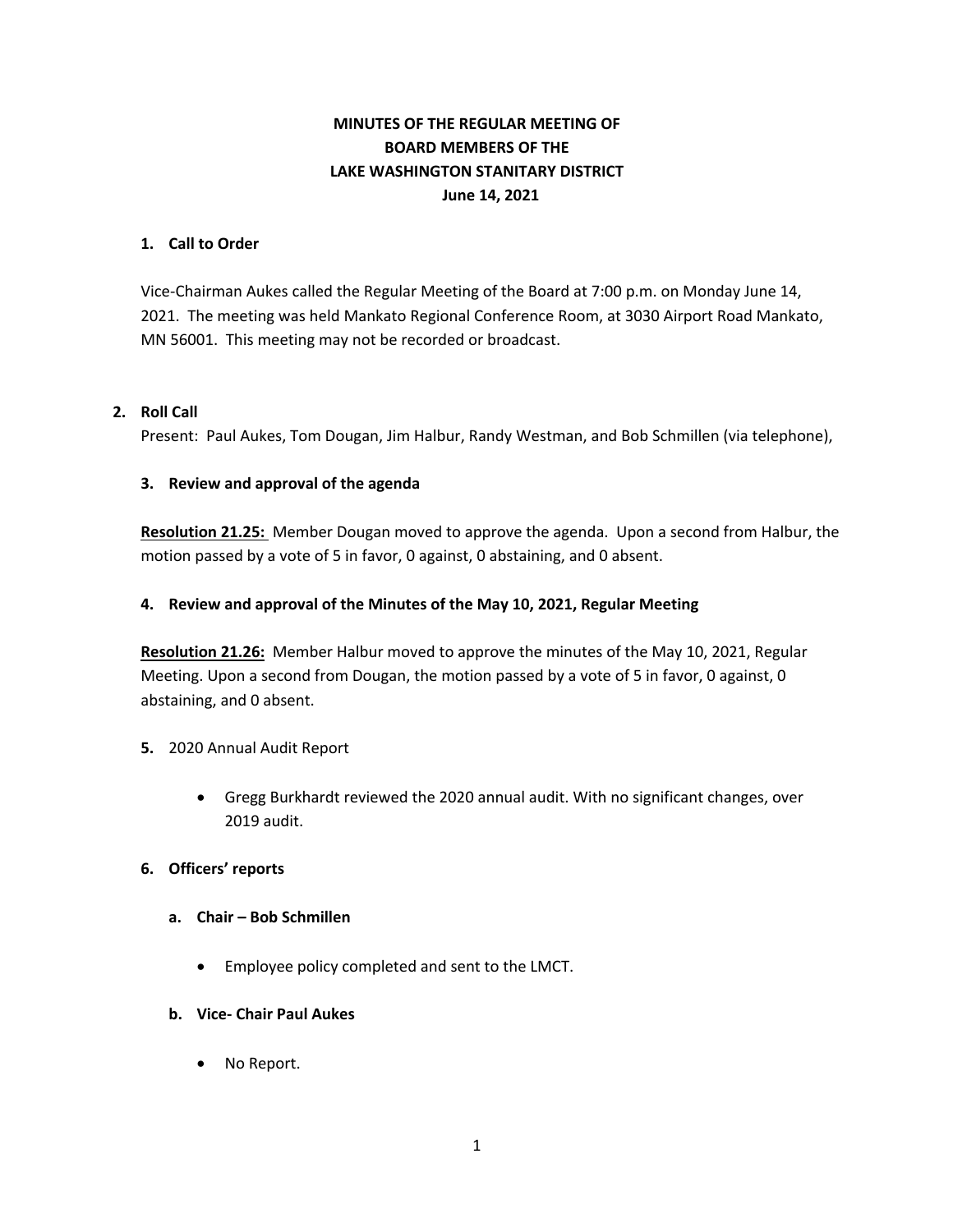**MINUTES OF THE REGULAR MEETING OF**
**BOARD MEMBERS OF THE**
**LAKE WASHINGTON STANITARY DISTRICT**
**June 14, 2021**

**1. Call to Order**

Vice-Chairman Aukes called the Regular Meeting of the Board at 7:00 p.m. on Monday June 14, 2021. The meeting was held Mankato Regional Conference Room, at 3030 Airport Road Mankato, MN 56001. This meeting may not be recorded or broadcast.

**2. Roll Call**

Present: Paul Aukes, Tom Dougan, Jim Halbur, Randy Westman, and Bob Schmillen (via telephone),

**3. Review and approval of the agenda**

**Resolution 21.25:** Member Dougan moved to approve the agenda. Upon a second from Halbur, the motion passed by a vote of 5 in favor, 0 against, 0 abstaining, and 0 absent.

**4. Review and approval of the Minutes of the May 10, 2021, Regular Meeting**

**Resolution 21.26:** Member Halbur moved to approve the minutes of the May 10, 2021, Regular Meeting. Upon a second from Dougan, the motion passed by a vote of 5 in favor, 0 against, 0 abstaining, and 0 absent.

**5.** 2020 Annual Audit Report

- Gregg Burkhardt reviewed the 2020 annual audit. With no significant changes, over 2019 audit.

**6. Officers' reports**

**a. Chair – Bob Schmillen**

- Employee policy completed and sent to the LMCT.

**b. Vice- Chair Paul Aukes**

- No Report.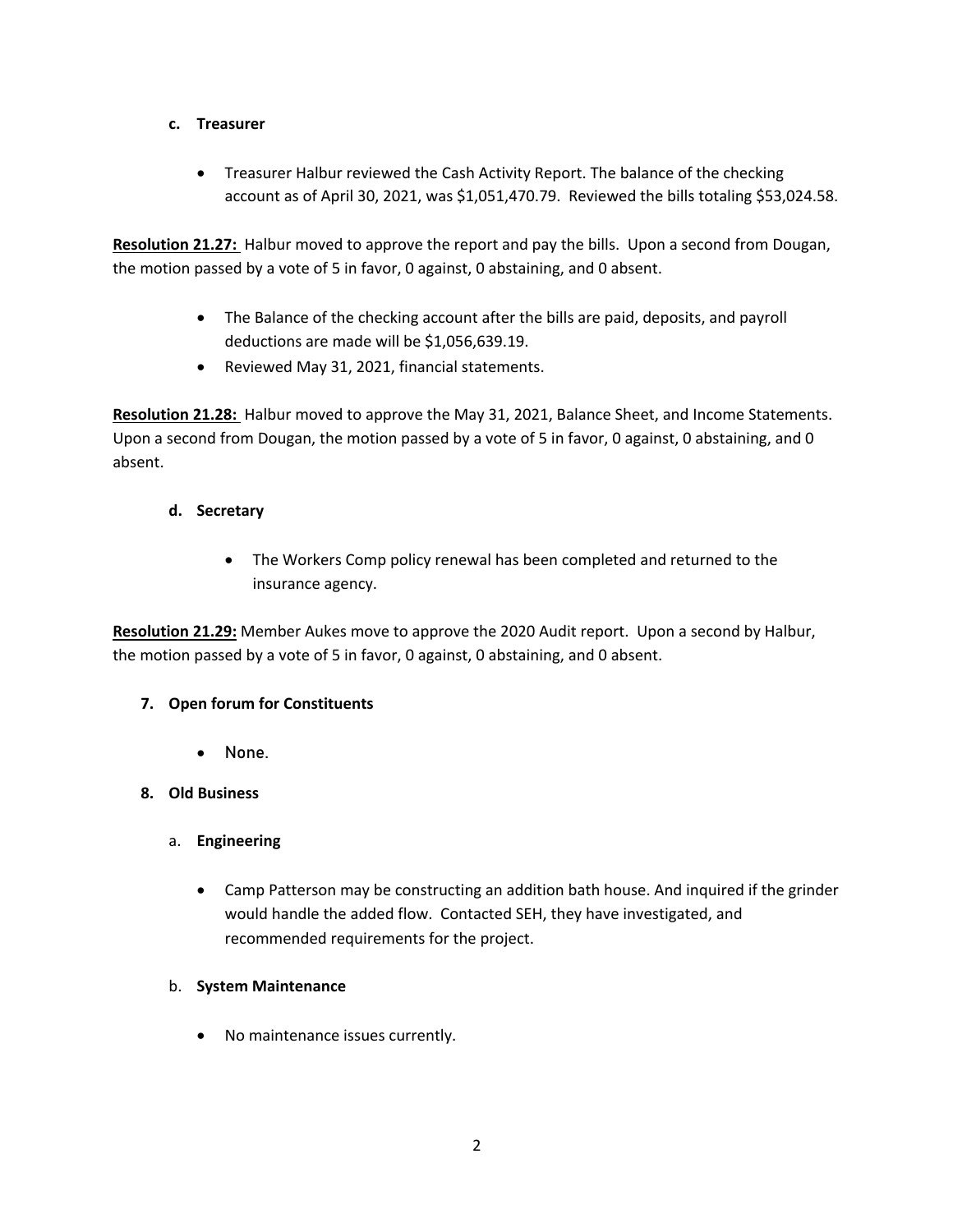**c. Treasurer**

- Treasurer Halbur reviewed the Cash Activity Report. The balance of the checking account as of April 30, 2021, was $1,051,470.79. Reviewed the bills totaling $53,024.58.

**Resolution 21.27:** Halbur moved to approve the report and pay the bills. Upon a second from Dougan, the motion passed by a vote of 5 in favor, 0 against, 0 abstaining, and 0 absent.

- The Balance of the checking account after the bills are paid, deposits, and payroll deductions are made will be $1,056,639.19.
- Reviewed May 31, 2021, financial statements.

**Resolution 21.28:** Halbur moved to approve the May 31, 2021, Balance Sheet, and Income Statements. Upon a second from Dougan, the motion passed by a vote of 5 in favor, 0 against, 0 abstaining, and 0 absent.

**d. Secretary**

- The Workers Comp policy renewal has been completed and returned to the insurance agency.

**Resolution 21.29:** Member Aukes move to approve the 2020 Audit report. Upon a second by Halbur, the motion passed by a vote of 5 in favor, 0 against, 0 abstaining, and 0 absent.

**7. Open forum for Constituents**

- None.

**8. Old Business**

a. **Engineering**

- Camp Patterson may be constructing an addition bath house. And inquired if the grinder would handle the added flow. Contacted SEH, they have investigated, and recommended requirements for the project.

b. **System Maintenance**

- No maintenance issues currently.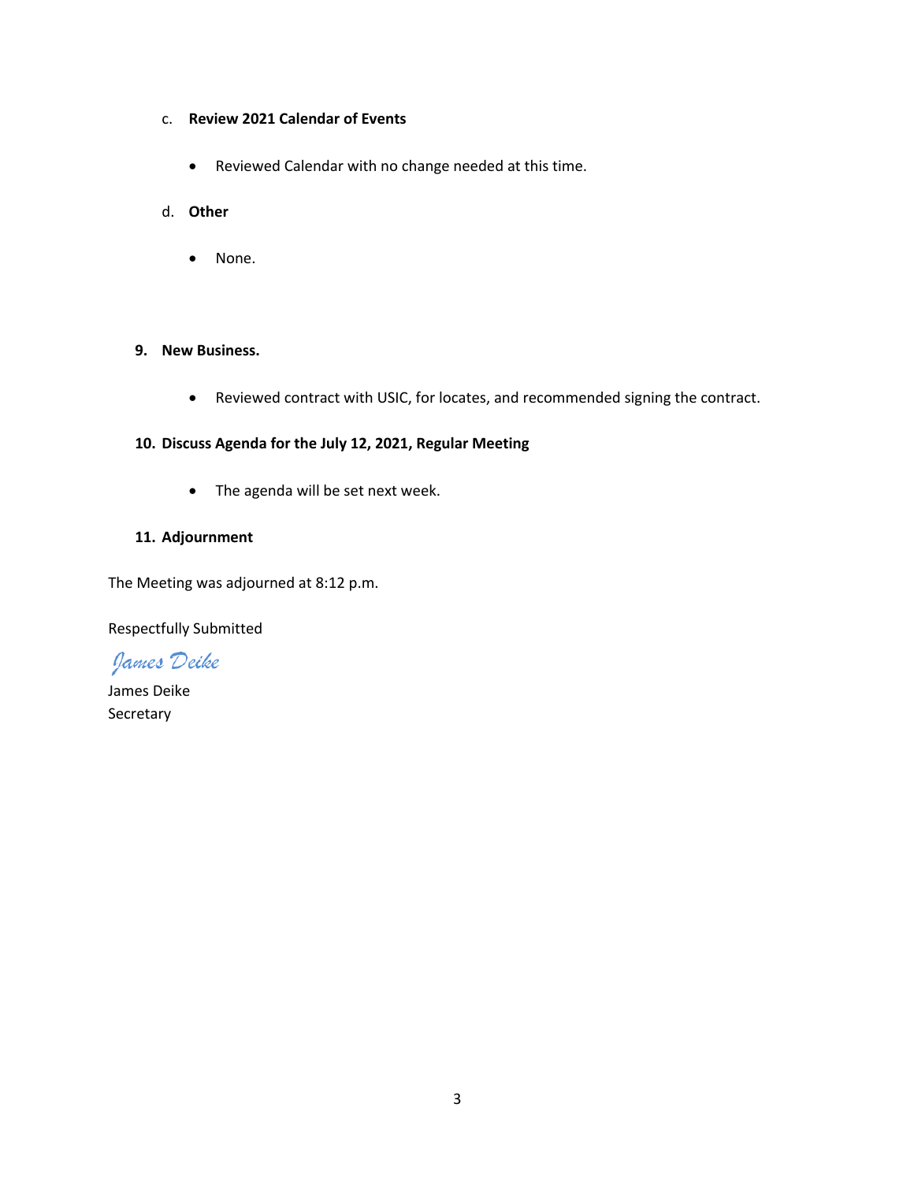c. **Review 2021 Calendar of Events**

- Reviewed Calendar with no change needed at this time.

d. **Other**

- None.

**9. New Business.**

- Reviewed contract with USIC, for locates, and recommended signing the contract.

**10. Discuss Agenda for the July 12, 2021, Regular Meeting**

- The agenda will be set next week.

**11. Adjournment**

The Meeting was adjourned at 8:12 p.m.

Respectfully Submitted

*James Deike*

James Deike
Secretary